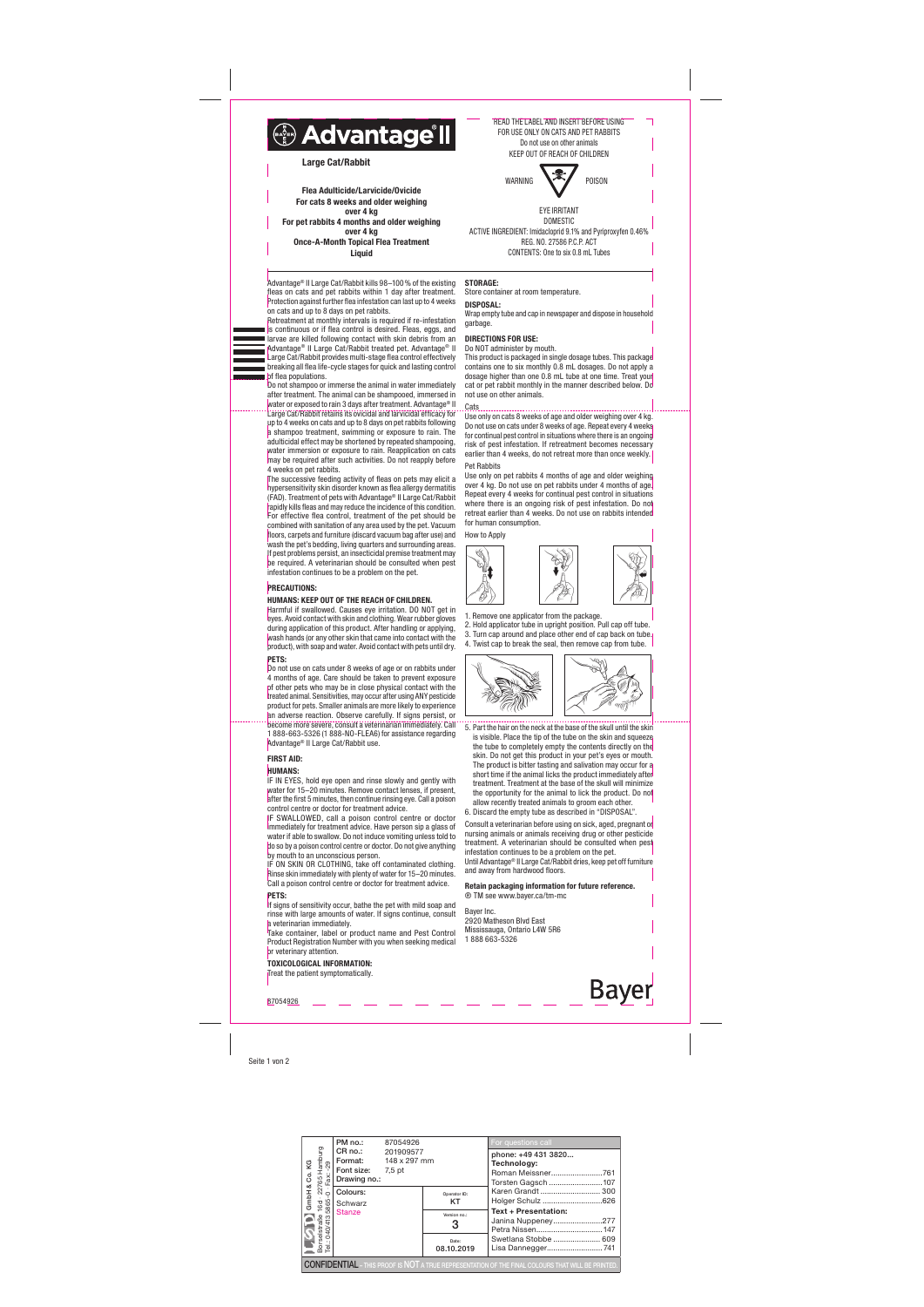# Advantage® II

## Large Cat/Rabbit

**Flea Adulticide/Larvicide/Ovicide**
**For cats 8 weeks and older weighing over 4 kg**
**For pet rabbits 4 months and older weighing over 4 kg**
**Once-A-Month Topical Flea Treatment**
**Liquid**

READ THE LABEL AND INSERT BEFORE USING
FOR USE ONLY ON CATS AND PET RABBITS
Do not use on other animals
KEEP OUT OF REACH OF CHILDREN

WARNING POISON

EYE IRRITANT
DOMESTIC
ACTIVE INGREDIENT: Imidacloprid 9.1% and Pyriproxyfen 0.46%
REG. NO. 27586 P.C.P. ACT
CONTENTS: One to six 0.8 mL Tubes

Advantage® II Large Cat/Rabbit kills 98–100 % of the existing fleas on cats and pet rabbits within 1 day after treatment. Protection against further flea infestation can last up to 4 weeks on cats and up to 8 days on pet rabbits.

Retreatment at monthly intervals is required if re-infestation is continuous or if flea control is desired. Fleas, eggs, and larvae are killed following contact with skin debris from an Advantage® II Large Cat/Rabbit treated pet. Advantage® II Large Cat/Rabbit provides multi-stage flea control effectively breaking all flea life-cycle stages for quick and lasting control of flea populations.

Do not shampoo or immerse the animal in water immediately after treatment. The animal can be shampooed, immersed in water or exposed to rain 3 days after treatment. Advantage® II Large Cat/Rabbit retains its ovicidal and larvicidal efficacy for up to 4 weeks on cats and up to 8 days on pet rabbits following a shampoo treatment, swimming or exposure to rain. The adulticidal effect may be shortened by repeated shampooing, water immersion or exposure to rain. Reapplication on cats may be required after such activities. Do not reapply before 4 weeks on pet rabbits.

The successive feeding activity of fleas on pets may elicit a hypersensitivity skin disorder known as flea allergy dermatitis (FAD). Treatment of pets with Advantage® II Large Cat/Rabbit rapidly kills fleas and may reduce the incidence of this condition. For effective flea control, treatment of the pet should be combined with sanitation of any area used by the pet. Vacuum floors, carpets and furniture (discard vacuum bag after use) and wash the pet's bedding, living quarters and surrounding areas. If pest problems persist, an insecticidal premise treatment may be required. A veterinarian should be consulted when pest infestation continues to be a problem on the pet.

### PRECAUTIONS:

#### HUMANS: KEEP OUT OF THE REACH OF CHILDREN.

Harmful if swallowed. Causes eye irritation. DO NOT get in eyes. Avoid contact with skin and clothing. Wear rubber gloves during application of this product. After handling or applying, wash hands (or any other skin that came into contact with the product), with soap and water. Avoid contact with pets until dry.

#### PETS:

Do not use on cats under 8 weeks of age or on rabbits under 4 months of age. Care should be taken to prevent exposure of other pets who may be in close physical contact with the treated animal. Sensitivities, may occur after using ANY pesticide product for pets. Smaller animals are more likely to experience an adverse reaction. Observe carefully. If signs persist, or become more severe, consult a veterinarian immediately. Call 1 888-663-5326 (1 888-NO-FLEA6) for assistance regarding Advantage® II Large Cat/Rabbit use.

### FIRST AID:

#### HUMANS:

IF IN EYES, hold eye open and rinse slowly and gently with water for 15–20 minutes. Remove contact lenses, if present, after the first 5 minutes, then continue rinsing eye. Call a poison control centre or doctor for treatment advice.

IF SWALLOWED, call a poison control centre or doctor immediately for treatment advice. Have person sip a glass of water if able to swallow. Do not induce vomiting unless told to do so by a poison control centre or doctor. Do not give anything by mouth to an unconscious person.

IF ON SKIN OR CLOTHING, take off contaminated clothing. Rinse skin immediately with plenty of water for 15–20 minutes. Call a poison control centre or doctor for treatment advice.

#### PETS:

If signs of sensitivity occur, bathe the pet with mild soap and rinse with large amounts of water. If signs continue, consult a veterinarian immediately.

Take container, label or product name and Pest Control Product Registration Number with you when seeking medical or veterinary attention.

### TOXICOLOGICAL INFORMATION:

Treat the patient symptomatically.

87054926

### STORAGE:

Store container at room temperature.

### DISPOSAL:

Wrap empty tube and cap in newspaper and dispose in household garbage.

### DIRECTIONS FOR USE:

Do NOT administer by mouth.

This product is packaged in single dosage tubes. This package contains one to six monthly 0.8 mL dosages. Do not apply a dosage higher than one 0.8 mL tube at one time. Treat your cat or pet rabbit monthly in the manner described below. Do not use on other animals.

#### Cats

Use only on cats 8 weeks of age and older weighing over 4 kg. Do not use on cats under 8 weeks of age. Repeat every 4 weeks for continual pest control in situations where there is an ongoing risk of pest infestation. If retreatment becomes necessary earlier than 4 weeks, do not retreat more than once weekly.

#### Pet Rabbits

Use only on pet rabbits 4 months of age and older weighing over 4 kg. Do not use on pet rabbits under 4 months of age. Repeat every 4 weeks for continual pest control in situations where there is an ongoing risk of pest infestation. Do not retreat earlier than 4 weeks. Do not use on rabbits intended for human consumption.

#### How to Apply

1. Remove one applicator from the package.
2. Hold applicator tube in upright position. Pull cap off tube.
3. Turn cap around and place other end of cap back on tube.
4. Twist cap to break the seal, then remove cap from tube.
5. Part the hair on the neck at the base of the skull until the skin is visible. Place the tip of the tube on the skin and squeeze the tube to completely empty the contents directly on the skin. Do not get this product in your pet's eyes or mouth. The product is bitter tasting and salivation may occur for a short time if the animal licks the product immediately after treatment. Treatment at the base of the skull will minimize the opportunity for the animal to lick the product. Do not allow recently treated animals to groom each other.
6. Discard the empty tube as described in "DISPOSAL".

Consult a veterinarian before using on sick, aged, pregnant or nursing animals or animals receiving drug or other pesticide treatment. A veterinarian should be consulted when pest infestation continues to be a problem on the pet.

Until Advantage® II Large Cat/Rabbit dries, keep pet off furniture and away from hardwood floors.

**Retain packaging information for future reference.**

® TM see www.bayer.ca/tm-mc

Bayer Inc.
2920 Matheson Blvd East
Mississauga, Ontario L4W 5R6
1 888 663-5326

Bayer

Seite 1 von 2

| GmbH & Co. KG, Borsteler Straße 16d · 22765 Hamburg, Tel.: 040/43 3895-0 · Fax: -29 | PM no.: 87054926<br>CR no.: 201909577<br>Format: 148 x 297 mm<br>Font size: 7,5 pt<br>Drawing no.: | | For questions call<br>phone: +49 431 3820...<br>**Technology:**<br>Roman Meissner....761<br>Torsten Gagsch....107<br>Karen Grandt....300<br>Holger Schulz....626 |
|---|---|---|---|
| | Colours:<br>Schwarz<br>Stanze | Operator ID: KT<br>Version no.: 3<br>Date: 08.10.2019 | **Text + Presentation:**<br>Janina Nuppeney....277<br>Petra Nissen....147<br>Swetlana Stobbe....609<br>Lisa Dannegger....741 |

CONFIDENTIAL - THIS PROOF IS NOT A TRUE REPRESENTATION OF THE FINAL COLOURS THAT WILL BE PRINTED.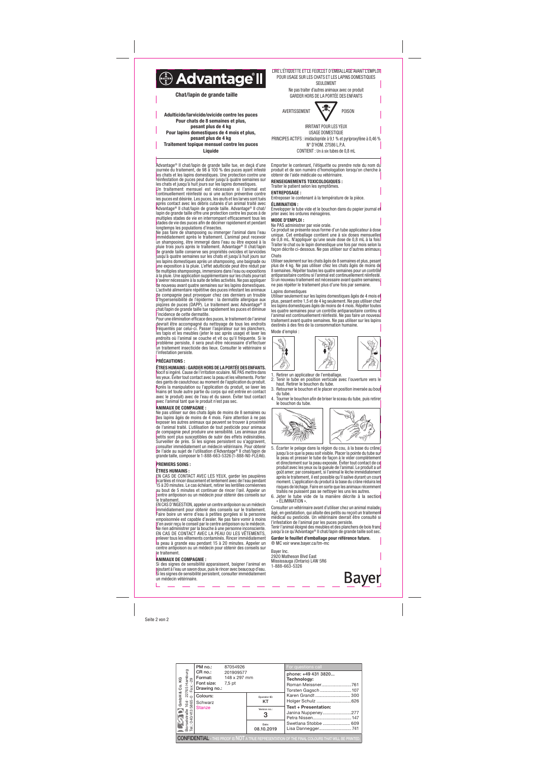# Advantage® II

**Chat/lapin de grande taille**

**Adulticide/larvicide/ovicide contre les puces**
**Pour chats de 8 semaines et plus, pesant plus de 4 kg**
**Pour lapins domestiques de 4 mois et plus, pesant plus de 4 kg**
**Traitement topique mensuel contre les puces**
**Liquide**

LIRE L'ÉTIQUETTE ET LE FEUILLET D'EMBALLAGE AVANT L'EMPLOI
POUR USAGE SUR LES CHATS ET LES LAPINS DOMESTIQUES SEULEMENT
Ne pas traiter d'autres animaux avec ce produit
GARDER HORS DE LA PORTÉE DES ENFANTS

AVERTISSEMENT POISON

IRRITANT POUR LES YEUX
USAGE DOMESTIQUE
PRINCIPES ACTIFS : imidaclopride à 9,1 % et pyriproxyfène à 0,46 %
N° D'HOM. 27586 L.P.A.
CONTIENT : Un à six tubes de 0,8 mL

Advantage® II chat/lapin de grande taille tue, en deçà d'une journée du traitement, de 98 à 100 % des puces ayant infesté les chats et les lapins domestiques. Une protection contre une réinfestation de puces peut durer jusqu'à quatre semaines sur les chats et jusqu'à huit jours sur les lapins domestiques.

Un traitement mensuel est nécessaire si l'animal est continuellement réinfesté ou si une action préventive contre les puces est désirée. Les puces, les œufs et les larves sont tués après contact avec les débris cutanés d'un animal traité avec Advantage® II chat/lapin de grande taille. Advantage® II chat/lapin de grande taille offre une protection contre les puces à de multiples stades de vie en interrompant efficacement tous les stades de vie des puces afin de décimer rapidement et pendant longtemps les populations d'insectes.

Ne pas faire de shampooing ou immerger l'animal dans l'eau immédiatement après le traitement. L'animal peut recevoir un shampooing, être immergé dans l'eau ou être exposé à la pluie trois jours après le traitement. Advantage® II chat/lapin de grande taille conserve ses propriétés ovicides et larvicides jusqu'à quatre semaines sur les chats et jusqu'à huit jours sur les lapins domestiques après un shampooing, une baignade ou une exposition à la pluie. L'effet adulticide peut être réduit par de multiples shampooings, immersions dans l'eau ou expositions à la pluie. Une application supplémentaire sur les chats pourrait s'avérer nécessaire à la suite de telles activités. Ne pas appliquer de nouveau avant quatre semaines sur les lapins domestiques.

L'activité alimentaire répétitive des puces infestant les animaux de compagnie peut provoquer chez ces derniers un trouble d'hypersensibilité de l'épiderme : la dermatite allergique aux piqûres de puces (DAPP). Le traitement avec Advantage® II chat/lapin de grande taille tue rapidement les puces et diminue l'incidence de cette dermatite.

Pour une élimination efficace des puces, le traitement de l'animal devrait être accompagné du nettoyage de tous les endroits fréquentés par celui-ci. Passer l'aspirateur sur les planchers, les tapis et les meubles (jeter le sac après usage) et laver les endroits où l'animal se couche et vit ou qu'il fréquente. Si le problème persiste, il sera peut-être nécessaire d'effectuer un traitement insecticide des lieux. Consulter le vétérinaire si l'infestation persiste.

## PRÉCAUTIONS :

**ÊTRES HUMAINS : GARDER HORS DE LA PORTÉE DES ENFANTS.** Nocif si ingéré. Cause de l'irritation oculaire. NE PAS mettre dans les yeux. Éviter tout contact avec la peau et les vêtements. Porter des gants de caoutchouc au moment de l'application du produit. Après la manipulation ou l'application du produit, se laver les mains (et toute autre partie du corps qui est entrée en contact avec le produit) avec de l'eau et du savon. Éviter tout contact avec l'animal tant que le produit n'est pas sec.

**ANIMAUX DE COMPAGNIE :**
Ne pas utiliser sur des chats âgés de moins de 8 semaines ou des lapins âgés de moins de 4 mois. Faire attention à ne pas exposer les autres animaux qui peuvent se trouver à proximité de l'animal traité. L'utilisation de tout pesticide pour animaux de compagnie peut produire une sensibilité. Les animaux plus petits sont plus susceptibles de subir des effets indésirables. Surveiller de près. Si les signes persistent ou s'aggravent, consulter immédiatement un médecin vétérinaire. Pour obtenir de l'aide au sujet de l'utilisation d'Advantage® II chat/lapin de grande taille, composer le 1-888-663-5326 (1-888-NO-FLEA6).

## PREMIERS SOINS :

**ÊTRES HUMAINS :**
EN CAS DE CONTACT AVEC LES YEUX, garder les paupières écartées et rincer doucement et lentement avec de l'eau pendant 15 à 20 minutes. Le cas échéant, retirer les lentilles cornéennes au bout de 5 minutes et continuer de rincer l'œil. Appeler un centre antipoison ou un médecin pour obtenir des conseils sur le traitement.

EN CAS D'INGESTION, appeler un centre antipoison ou un médecin immédiatement pour obtenir des conseils sur le traitement. Faire boire un verre d'eau à petites gorgées si la personne empoisonnée est capable d'avaler. Ne pas faire vomir à moins d'en avoir reçu le conseil par le centre antipoison ou le médecin. Ne rien administrer par la bouche à une personne inconsciente.

EN CAS DE CONTACT AVEC LA PEAU OU LES VÊTEMENTS, enlever tous les vêtements contaminés. Rincer immédiatement la peau à grande eau pendant 15 à 20 minutes. Appeler un centre antipoison ou un médecin pour obtenir des conseils sur le traitement.

**ANIMAUX DE COMPAGNIE :**
Si des signes de sensibilité apparaissent, baigner l'animal en ajoutant à l'eau un savon doux, puis le rincer avec beaucoup d'eau. Si les signes de sensibilité persistent, consulter immédiatement un médecin vétérinaire.

Emporter le contenant, l'étiquette ou prendre note du nom du produit et de son numéro d'homologation lorsqu'on cherche à obtenir de l'aide médicale ou vétérinaire.

**RENSEIGNEMENTS TOXICOLOGIQUES :**
Traiter le patient selon les symptômes.

**ENTREPOSAGE :**
Entreposer le contenant à la température de la pièce.

**ÉLIMINATION :**
Envelopper le tube vide et le bouchon dans du papier journal et jeter avec les ordures ménagères.

**MODE D'EMPLOI :**
Ne PAS administrer par voie orale.
Ce produit se présente sous forme d'un tube applicateur à dose unique. Cet emballage contient une à six doses mensuelles de 0,8 mL. N'appliquer qu'une seule dose de 0,8 mL à la fois. Traiter le chat ou le lapin domestique une fois par mois selon la façon décrite ci-dessous. Ne pas utiliser sur d'autres animaux.

Chats
Utiliser seulement sur les chats âgés de 8 semaines et plus, pesant plus de 4 kg. Ne pas utiliser chez les chats âgés de moins de 8 semaines. Répéter toutes les quatre semaines pour un contrôle antiparasitaire continu si l'animal est continuellement réinfesté. Si un nouveau traitement est nécessaire avant quatre semaines, ne pas répéter le traitement plus d'une fois par semaine.

Lapins domestiques
Utiliser seulement sur les lapins domestiques âgés de 4 mois et plus, pesant entre 1,5 et de 4 kg seulement. Ne pas utiliser chez les lapins domestiques âgés de moins de 4 mois. Répéter toutes les quatre semaines pour un contrôle antiparasitaire continu si l'animal est continuellement réinfesté. Ne pas faire un nouveau traitement avant quatre semaines. Ne pas utiliser sur les lapins destinés à des fins de la consommation humaine.

Mode d'emploi :

1. Retirer un applicateur de l'emballage.
2. Tenir le tube en position verticale avec l'ouverture vers le haut. Retirer le bouchon du tube.
3. Retourner le bouchon et le placer en position inversée au bout du tube.
4. Tourner le bouchon afin de briser le sceau du tube, puis retirer le bouchon du tube.
5. Écarter le pelage dans la région du cou, à la base du crâne, jusqu'à ce que la peau soit visible. Placer la pointe du tube sur la peau et presser le tube de façon à le vider complètement et directement sur la peau exposée. Éviter tout contact de ce produit avec les yeux ou la gueule de l'animal. Le produit a un goût amer; par conséquent, si l'animal le lèche immédiatement après le traitement, il est possible qu'il salive durant un court moment. L'application du produit à la base du crâne réduira les risques de léchage. Faire en sorte que les animaux récemment traités ne puissent pas se nettoyer les uns les autres.
6. Jeter le tube vide de la manière décrite à la section « ÉLIMINATION ».

Consulter un vétérinaire avant d'utiliser chez un animal malade, âgé, en gestation, qui allaite des petits ou reçoit un traitement médical ou pesticide. Un vétérinaire devrait être consulté si l'infestation de l'animal par les puces persiste.
Tenir l'animal éloigné des meubles et des planchers de bois franc jusqu'à ce qu'Advantage® II chat/lapin de grande taille soit sec.

**Garder le feuillet d'emballage pour référence future.**
® MC voir www.bayer.ca/tm-mc

Bayer Inc.
2920 Matheson Blvd East
Mississauga (Ontario) L4W 5R6
1-888-663-5326

Bayer

| | | | | |
|---|---|---|---|---|
| GmbH & Co. KG, Borselstraße 16d, 22765 Hamburg, Tel.: 040/413 5665-0, Fax: -29 | PM no.: 87054926 | | | For questions call |
| | CR no.: 201909577 | | | phone: +49 431 3820... |
| | Format: 148 x 297 mm | | | **Technology:** Roman Meissner...761, Torsten Gagsch...107, Karen Grandt...300, Holger Schulz...626 |
| | Font size: 7,5 pt | | | |
| | Drawing no.: | | | |
| | Colours: Schwarz, Stanze | Operator ID: KT | Version no.: 3 | **Text + Presentation:** Janina Nuppeney...277, Petra Nissen...147, Swetlana Stobbe...609, Lisa Dannegger...741 |
| | | Date: 08.10.2019 | | |

CONFIDENTIAL - THIS PROOF IS NOT A TRUE REPRESENTATION OF THE FINAL COLOURS THAT WILL BE PRINTED.